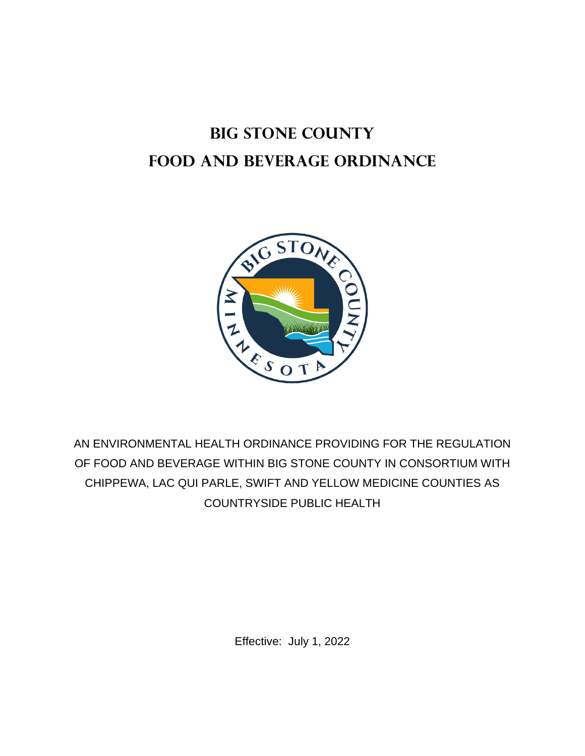# BIG STONE COUNTY
# FOOD AND BEVERAGE ORDINANCE

AN ENVIRONMENTAL HEALTH ORDINANCE PROVIDING FOR THE REGULATION OF FOOD AND BEVERAGE WITHIN BIG STONE COUNTY IN CONSORTIUM WITH CHIPPEWA, LAC QUI PARLE, SWIFT AND YELLOW MEDICINE COUNTIES AS COUNTRYSIDE PUBLIC HEALTH

Effective: July 1, 2022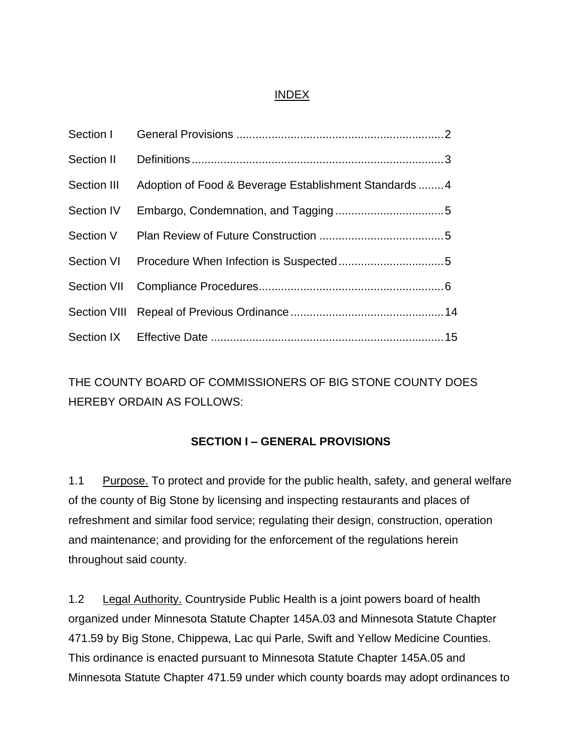INDEX

| | | |
|---|---|---|
| Section I | General Provisions | 2 |
| Section II | Definitions | 3 |
| Section III | Adoption of Food & Beverage Establishment Standards | 4 |
| Section IV | Embargo, Condemnation, and Tagging | 5 |
| Section V | Plan Review of Future Construction | 5 |
| Section VI | Procedure When Infection is Suspected | 5 |
| Section VII | Compliance Procedures | 6 |
| Section VIII | Repeal of Previous Ordinance | 14 |
| Section IX | Effective Date | 15 |

THE COUNTY BOARD OF COMMISSIONERS OF BIG STONE COUNTY DOES HEREBY ORDAIN AS FOLLOWS:

## SECTION I – GENERAL PROVISIONS

1.1 Purpose. To protect and provide for the public health, safety, and general welfare of the county of Big Stone by licensing and inspecting restaurants and places of refreshment and similar food service; regulating their design, construction, operation and maintenance; and providing for the enforcement of the regulations herein throughout said county.

1.2 Legal Authority. Countryside Public Health is a joint powers board of health organized under Minnesota Statute Chapter 145A.03 and Minnesota Statute Chapter 471.59 by Big Stone, Chippewa, Lac qui Parle, Swift and Yellow Medicine Counties. This ordinance is enacted pursuant to Minnesota Statute Chapter 145A.05 and Minnesota Statute Chapter 471.59 under which county boards may adopt ordinances to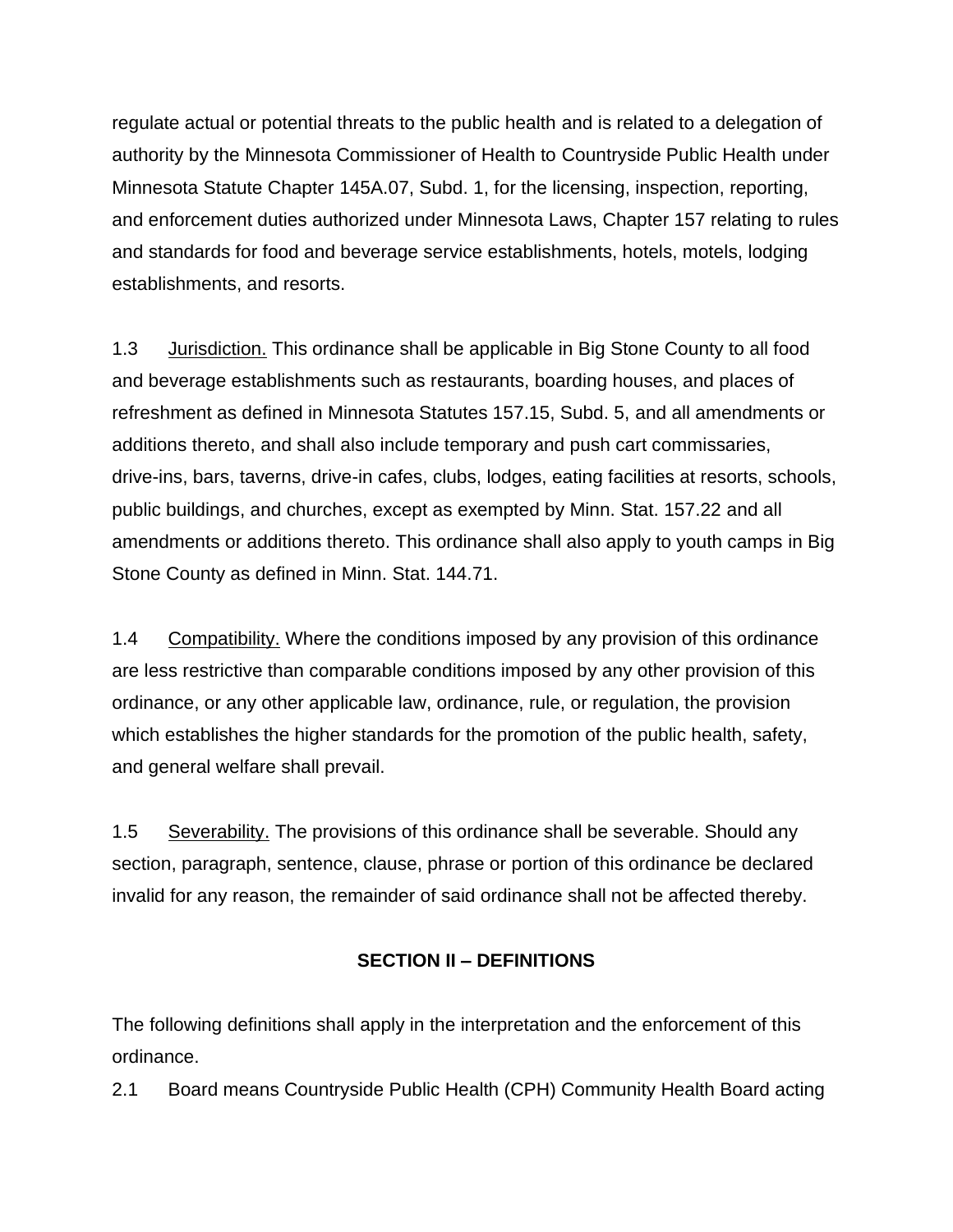regulate actual or potential threats to the public health and is related to a delegation of authority by the Minnesota Commissioner of Health to Countryside Public Health under Minnesota Statute Chapter 145A.07, Subd. 1, for the licensing, inspection, reporting, and enforcement duties authorized under Minnesota Laws, Chapter 157 relating to rules and standards for food and beverage service establishments, hotels, motels, lodging establishments, and resorts.

1.3 Jurisdiction. This ordinance shall be applicable in Big Stone County to all food and beverage establishments such as restaurants, boarding houses, and places of refreshment as defined in Minnesota Statutes 157.15, Subd. 5, and all amendments or additions thereto, and shall also include temporary and push cart commissaries, drive-ins, bars, taverns, drive-in cafes, clubs, lodges, eating facilities at resorts, schools, public buildings, and churches, except as exempted by Minn. Stat. 157.22 and all amendments or additions thereto. This ordinance shall also apply to youth camps in Big Stone County as defined in Minn. Stat. 144.71.

1.4 Compatibility. Where the conditions imposed by any provision of this ordinance are less restrictive than comparable conditions imposed by any other provision of this ordinance, or any other applicable law, ordinance, rule, or regulation, the provision which establishes the higher standards for the promotion of the public health, safety, and general welfare shall prevail.

1.5 Severability. The provisions of this ordinance shall be severable. Should any section, paragraph, sentence, clause, phrase or portion of this ordinance be declared invalid for any reason, the remainder of said ordinance shall not be affected thereby.

## SECTION II – DEFINITIONS

The following definitions shall apply in the interpretation and the enforcement of this ordinance.

2.1 Board means Countryside Public Health (CPH) Community Health Board acting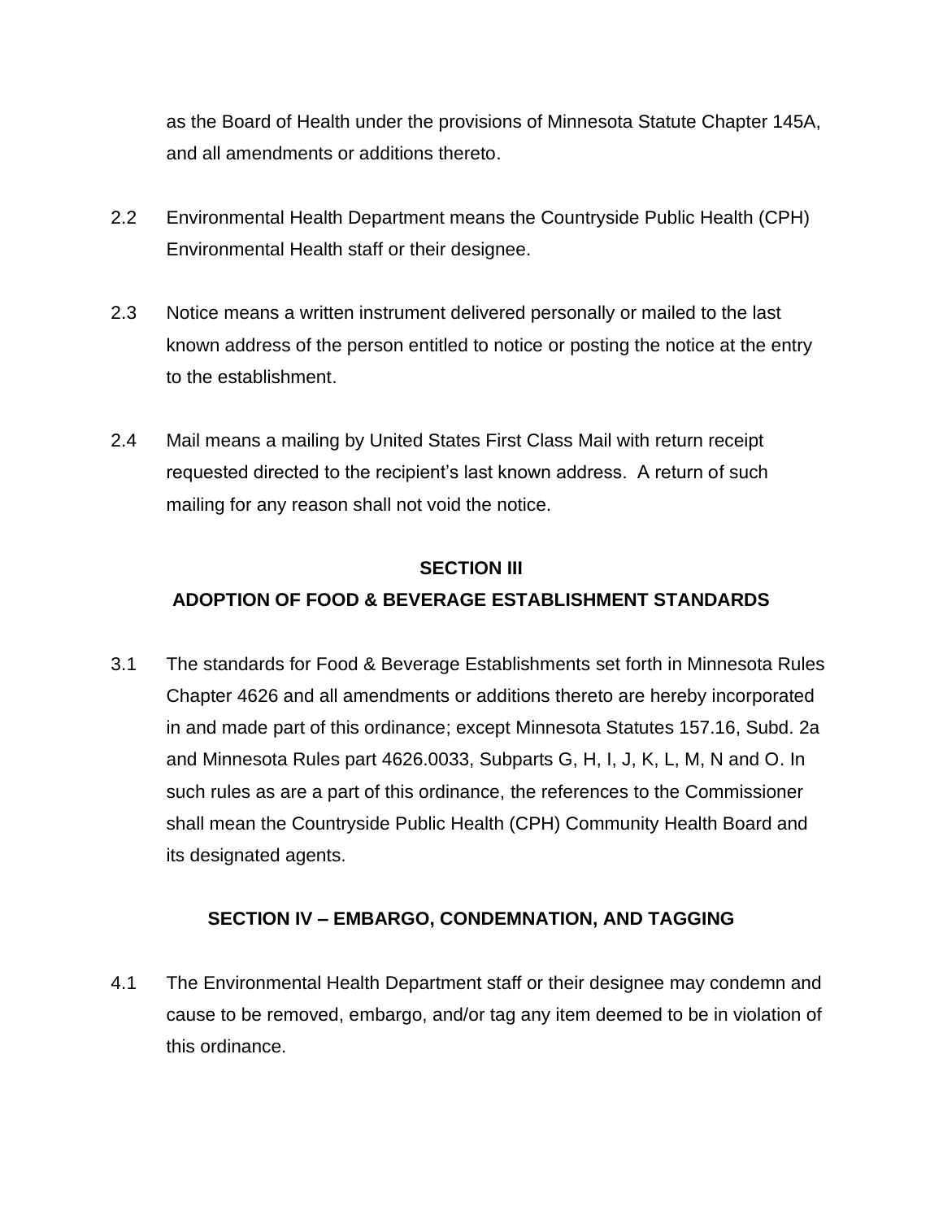as the Board of Health under the provisions of Minnesota Statute Chapter 145A, and all amendments or additions thereto.

2.2 Environmental Health Department means the Countryside Public Health (CPH) Environmental Health staff or their designee.

2.3 Notice means a written instrument delivered personally or mailed to the last known address of the person entitled to notice or posting the notice at the entry to the establishment.

2.4 Mail means a mailing by United States First Class Mail with return receipt requested directed to the recipient's last known address. A return of such mailing for any reason shall not void the notice.

## SECTION III
## ADOPTION OF FOOD & BEVERAGE ESTABLISHMENT STANDARDS

3.1 The standards for Food & Beverage Establishments set forth in Minnesota Rules Chapter 4626 and all amendments or additions thereto are hereby incorporated in and made part of this ordinance; except Minnesota Statutes 157.16, Subd. 2a and Minnesota Rules part 4626.0033, Subparts G, H, I, J, K, L, M, N and O. In such rules as are a part of this ordinance, the references to the Commissioner shall mean the Countryside Public Health (CPH) Community Health Board and its designated agents.

## SECTION IV – EMBARGO, CONDEMNATION, AND TAGGING

4.1 The Environmental Health Department staff or their designee may condemn and cause to be removed, embargo, and/or tag any item deemed to be in violation of this ordinance.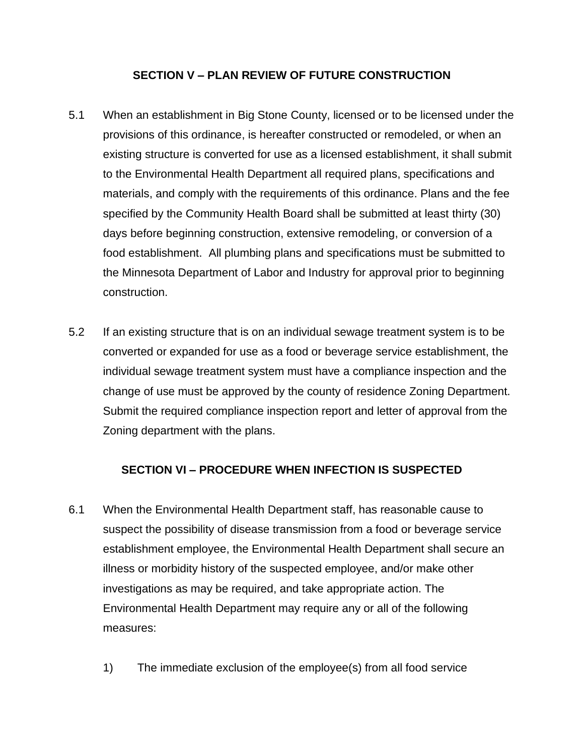## SECTION V – PLAN REVIEW OF FUTURE CONSTRUCTION

5.1 When an establishment in Big Stone County, licensed or to be licensed under the provisions of this ordinance, is hereafter constructed or remodeled, or when an existing structure is converted for use as a licensed establishment, it shall submit to the Environmental Health Department all required plans, specifications and materials, and comply with the requirements of this ordinance. Plans and the fee specified by the Community Health Board shall be submitted at least thirty (30) days before beginning construction, extensive remodeling, or conversion of a food establishment. All plumbing plans and specifications must be submitted to the Minnesota Department of Labor and Industry for approval prior to beginning construction.

5.2 If an existing structure that is on an individual sewage treatment system is to be converted or expanded for use as a food or beverage service establishment, the individual sewage treatment system must have a compliance inspection and the change of use must be approved by the county of residence Zoning Department. Submit the required compliance inspection report and letter of approval from the Zoning department with the plans.

## SECTION VI – PROCEDURE WHEN INFECTION IS SUSPECTED

6.1 When the Environmental Health Department staff, has reasonable cause to suspect the possibility of disease transmission from a food or beverage service establishment employee, the Environmental Health Department shall secure an illness or morbidity history of the suspected employee, and/or make other investigations as may be required, and take appropriate action. The Environmental Health Department may require any or all of the following measures:

1) The immediate exclusion of the employee(s) from all food service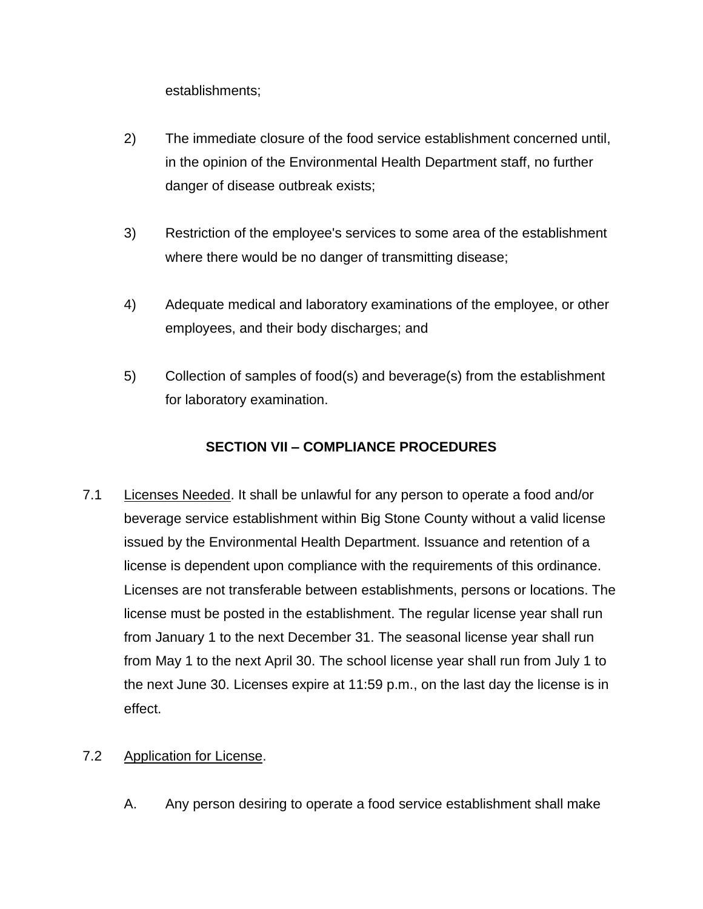establishments;

2) The immediate closure of the food service establishment concerned until, in the opinion of the Environmental Health Department staff, no further danger of disease outbreak exists;

3) Restriction of the employee's services to some area of the establishment where there would be no danger of transmitting disease;

4) Adequate medical and laboratory examinations of the employee, or other employees, and their body discharges; and

5) Collection of samples of food(s) and beverage(s) from the establishment for laboratory examination.

## SECTION VII – COMPLIANCE PROCEDURES

7.1 Licenses Needed. It shall be unlawful for any person to operate a food and/or beverage service establishment within Big Stone County without a valid license issued by the Environmental Health Department. Issuance and retention of a license is dependent upon compliance with the requirements of this ordinance. Licenses are not transferable between establishments, persons or locations. The license must be posted in the establishment. The regular license year shall run from January 1 to the next December 31. The seasonal license year shall run from May 1 to the next April 30. The school license year shall run from July 1 to the next June 30. Licenses expire at 11:59 p.m., on the last day the license is in effect.

7.2 Application for License.

A. Any person desiring to operate a food service establishment shall make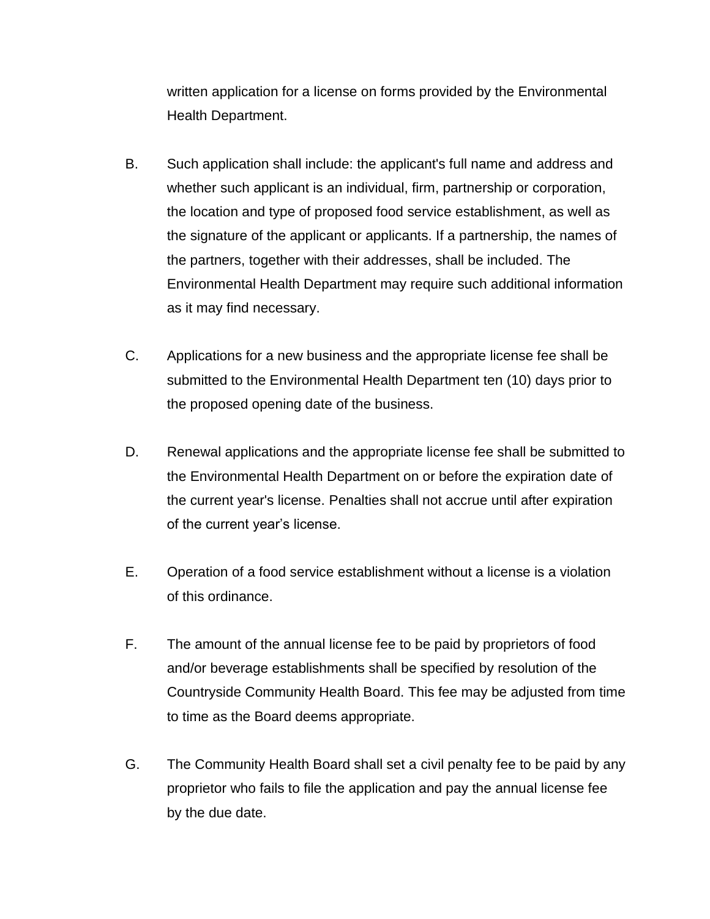written application for a license on forms provided by the Environmental Health Department.

B. Such application shall include: the applicant's full name and address and whether such applicant is an individual, firm, partnership or corporation, the location and type of proposed food service establishment, as well as the signature of the applicant or applicants. If a partnership, the names of the partners, together with their addresses, shall be included. The Environmental Health Department may require such additional information as it may find necessary.

C. Applications for a new business and the appropriate license fee shall be submitted to the Environmental Health Department ten (10) days prior to the proposed opening date of the business.

D. Renewal applications and the appropriate license fee shall be submitted to the Environmental Health Department on or before the expiration date of the current year's license. Penalties shall not accrue until after expiration of the current year’s license.

E. Operation of a food service establishment without a license is a violation of this ordinance.

F. The amount of the annual license fee to be paid by proprietors of food and/or beverage establishments shall be specified by resolution of the Countryside Community Health Board. This fee may be adjusted from time to time as the Board deems appropriate.

G. The Community Health Board shall set a civil penalty fee to be paid by any proprietor who fails to file the application and pay the annual license fee by the due date.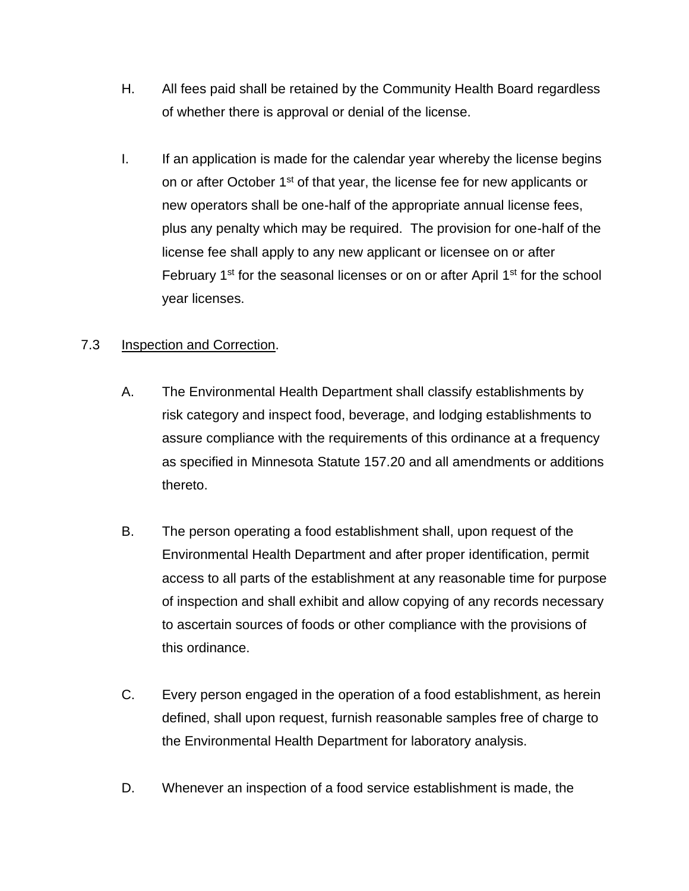H. All fees paid shall be retained by the Community Health Board regardless of whether there is approval or denial of the license.

I. If an application is made for the calendar year whereby the license begins on or after October 1st of that year, the license fee for new applicants or new operators shall be one-half of the appropriate annual license fees, plus any penalty which may be required. The provision for one-half of the license fee shall apply to any new applicant or licensee on or after February 1st for the seasonal licenses or on or after April 1st for the school year licenses.

7.3 Inspection and Correction.

A. The Environmental Health Department shall classify establishments by risk category and inspect food, beverage, and lodging establishments to assure compliance with the requirements of this ordinance at a frequency as specified in Minnesota Statute 157.20 and all amendments or additions thereto.

B. The person operating a food establishment shall, upon request of the Environmental Health Department and after proper identification, permit access to all parts of the establishment at any reasonable time for purpose of inspection and shall exhibit and allow copying of any records necessary to ascertain sources of foods or other compliance with the provisions of this ordinance.

C. Every person engaged in the operation of a food establishment, as herein defined, shall upon request, furnish reasonable samples free of charge to the Environmental Health Department for laboratory analysis.

D. Whenever an inspection of a food service establishment is made, the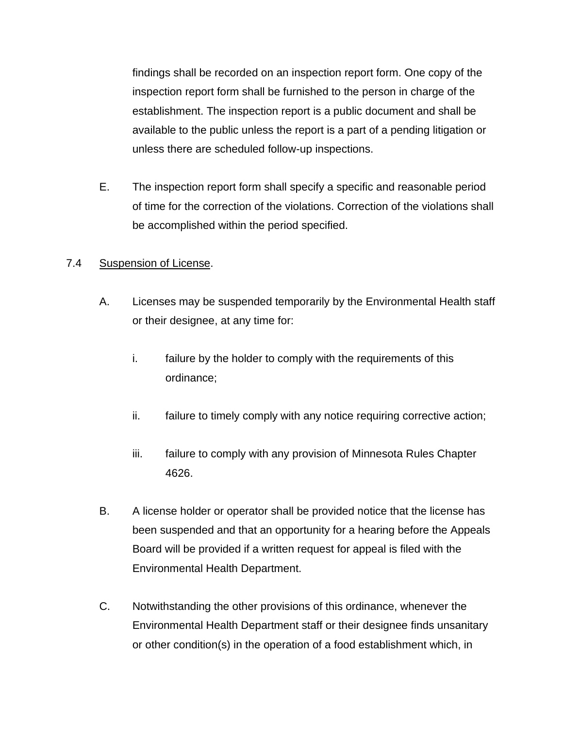findings shall be recorded on an inspection report form. One copy of the inspection report form shall be furnished to the person in charge of the establishment. The inspection report is a public document and shall be available to the public unless the report is a part of a pending litigation or unless there are scheduled follow-up inspections.

E. The inspection report form shall specify a specific and reasonable period of time for the correction of the violations. Correction of the violations shall be accomplished within the period specified.

7.4 Suspension of License.

A. Licenses may be suspended temporarily by the Environmental Health staff or their designee, at any time for:

i. failure by the holder to comply with the requirements of this ordinance;

ii. failure to timely comply with any notice requiring corrective action;

iii. failure to comply with any provision of Minnesota Rules Chapter 4626.

B. A license holder or operator shall be provided notice that the license has been suspended and that an opportunity for a hearing before the Appeals Board will be provided if a written request for appeal is filed with the Environmental Health Department.

C. Notwithstanding the other provisions of this ordinance, whenever the Environmental Health Department staff or their designee finds unsanitary or other condition(s) in the operation of a food establishment which, in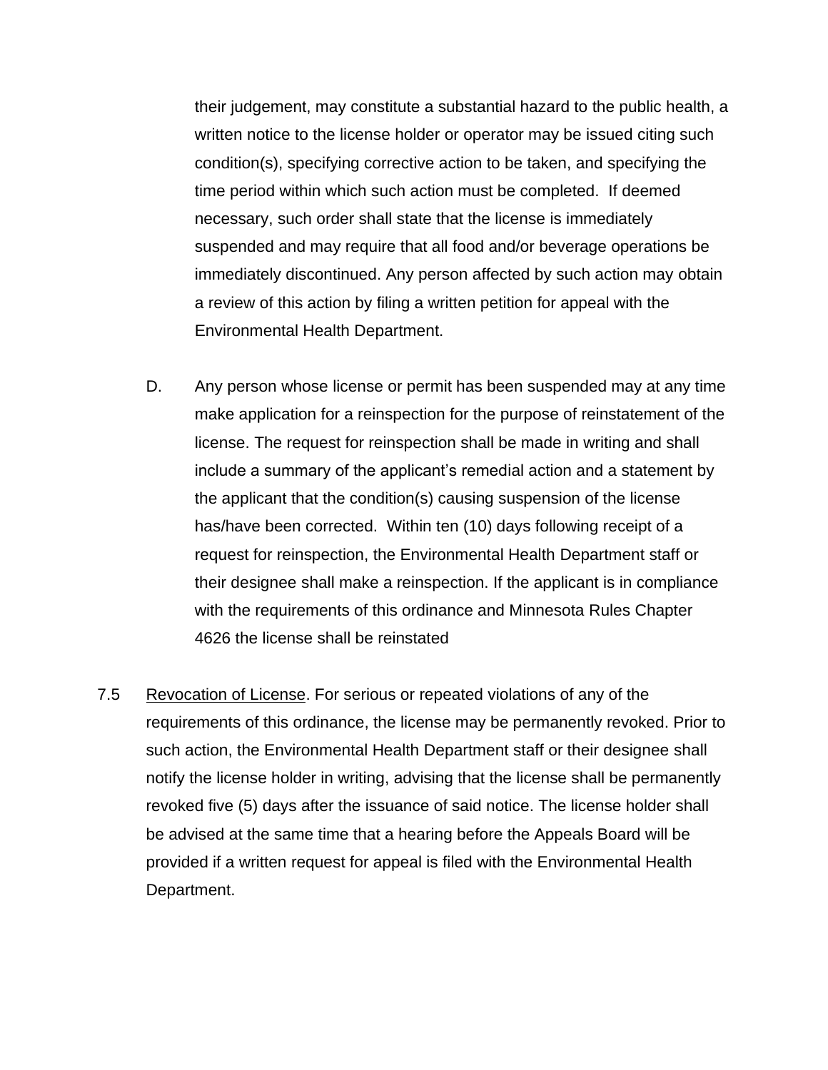their judgement, may constitute a substantial hazard to the public health, a written notice to the license holder or operator may be issued citing such condition(s), specifying corrective action to be taken, and specifying the time period within which such action must be completed. If deemed necessary, such order shall state that the license is immediately suspended and may require that all food and/or beverage operations be immediately discontinued. Any person affected by such action may obtain a review of this action by filing a written petition for appeal with the Environmental Health Department.

D. Any person whose license or permit has been suspended may at any time make application for a reinspection for the purpose of reinstatement of the license. The request for reinspection shall be made in writing and shall include a summary of the applicant's remedial action and a statement by the applicant that the condition(s) causing suspension of the license has/have been corrected. Within ten (10) days following receipt of a request for reinspection, the Environmental Health Department staff or their designee shall make a reinspection. If the applicant is in compliance with the requirements of this ordinance and Minnesota Rules Chapter 4626 the license shall be reinstated

7.5 <u>Revocation of License</u>. For serious or repeated violations of any of the requirements of this ordinance, the license may be permanently revoked. Prior to such action, the Environmental Health Department staff or their designee shall notify the license holder in writing, advising that the license shall be permanently revoked five (5) days after the issuance of said notice. The license holder shall be advised at the same time that a hearing before the Appeals Board will be provided if a written request for appeal is filed with the Environmental Health Department.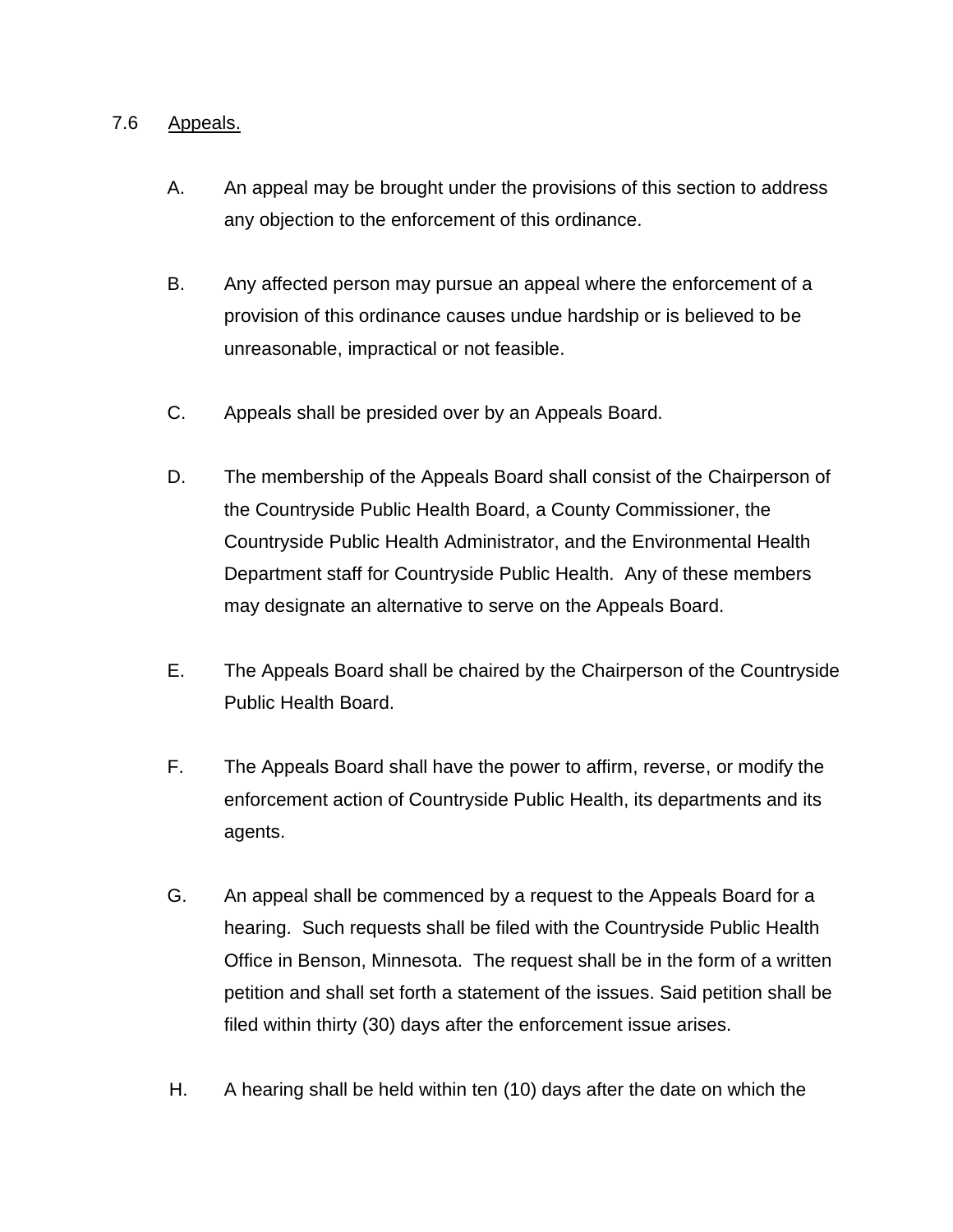## 7.6 Appeals.

A. An appeal may be brought under the provisions of this section to address any objection to the enforcement of this ordinance.

B. Any affected person may pursue an appeal where the enforcement of a provision of this ordinance causes undue hardship or is believed to be unreasonable, impractical or not feasible.

C. Appeals shall be presided over by an Appeals Board.

D. The membership of the Appeals Board shall consist of the Chairperson of the Countryside Public Health Board, a County Commissioner, the Countryside Public Health Administrator, and the Environmental Health Department staff for Countryside Public Health. Any of these members may designate an alternative to serve on the Appeals Board.

E. The Appeals Board shall be chaired by the Chairperson of the Countryside Public Health Board.

F. The Appeals Board shall have the power to affirm, reverse, or modify the enforcement action of Countryside Public Health, its departments and its agents.

G. An appeal shall be commenced by a request to the Appeals Board for a hearing. Such requests shall be filed with the Countryside Public Health Office in Benson, Minnesota. The request shall be in the form of a written petition and shall set forth a statement of the issues. Said petition shall be filed within thirty (30) days after the enforcement issue arises.

H. A hearing shall be held within ten (10) days after the date on which the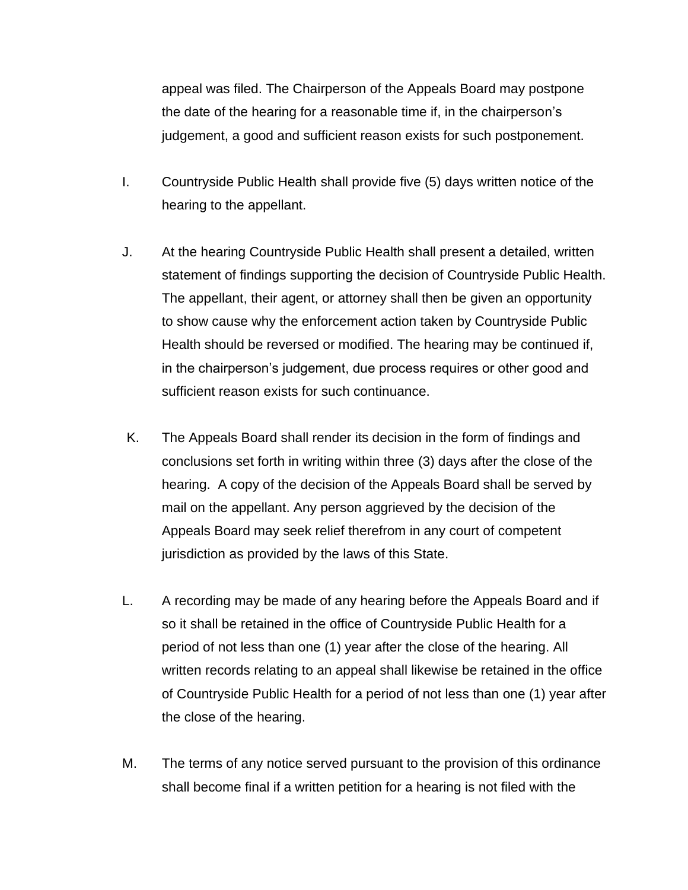appeal was filed. The Chairperson of the Appeals Board may postpone the date of the hearing for a reasonable time if, in the chairperson's judgement, a good and sufficient reason exists for such postponement.

I. Countryside Public Health shall provide five (5) days written notice of the hearing to the appellant.

J. At the hearing Countryside Public Health shall present a detailed, written statement of findings supporting the decision of Countryside Public Health. The appellant, their agent, or attorney shall then be given an opportunity to show cause why the enforcement action taken by Countryside Public Health should be reversed or modified. The hearing may be continued if, in the chairperson's judgement, due process requires or other good and sufficient reason exists for such continuance.

K. The Appeals Board shall render its decision in the form of findings and conclusions set forth in writing within three (3) days after the close of the hearing. A copy of the decision of the Appeals Board shall be served by mail on the appellant. Any person aggrieved by the decision of the Appeals Board may seek relief therefrom in any court of competent jurisdiction as provided by the laws of this State.

L. A recording may be made of any hearing before the Appeals Board and if so it shall be retained in the office of Countryside Public Health for a period of not less than one (1) year after the close of the hearing. All written records relating to an appeal shall likewise be retained in the office of Countryside Public Health for a period of not less than one (1) year after the close of the hearing.

M. The terms of any notice served pursuant to the provision of this ordinance shall become final if a written petition for a hearing is not filed with the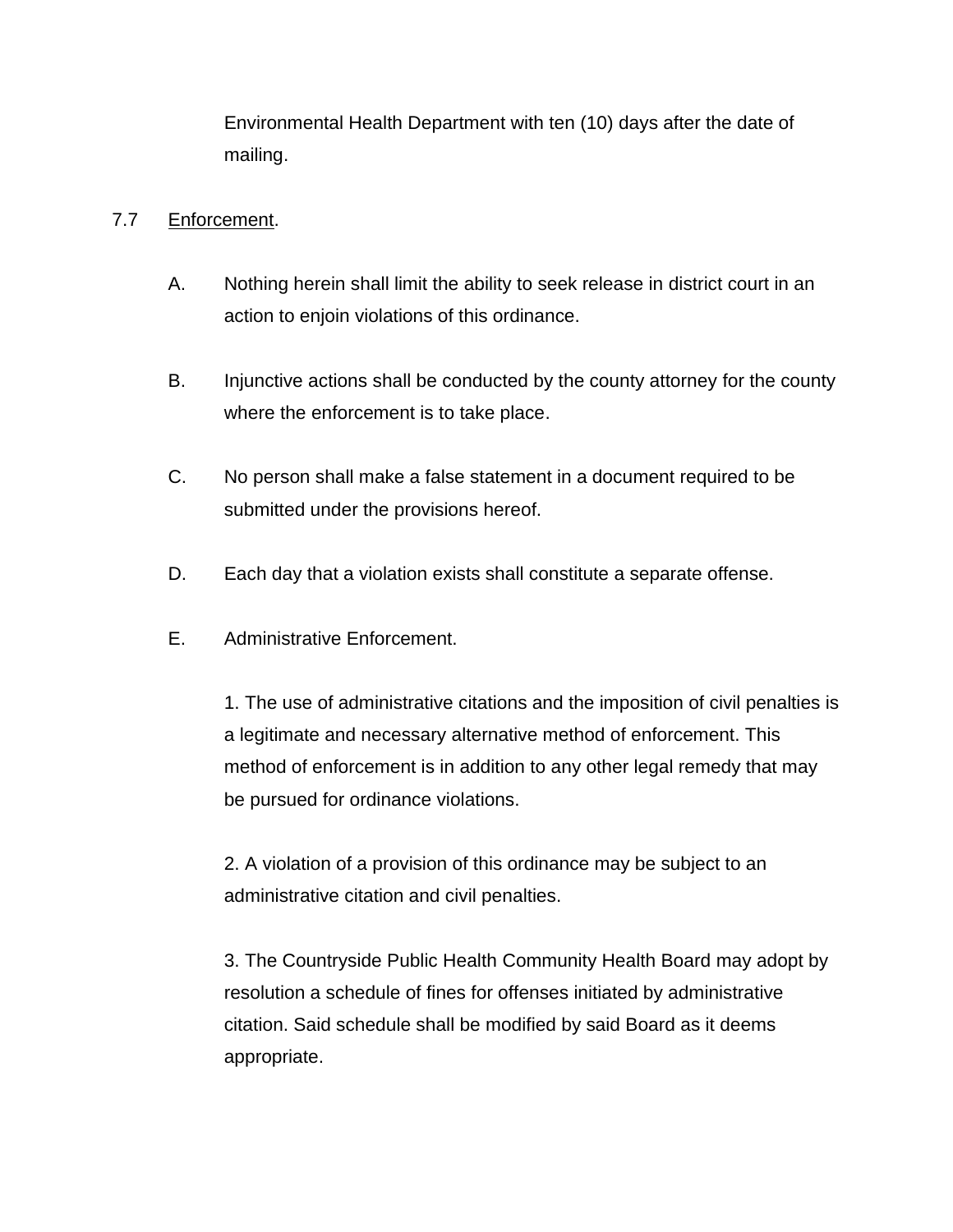Environmental Health Department with ten (10) days after the date of mailing.

7.7 Enforcement.

A. Nothing herein shall limit the ability to seek release in district court in an action to enjoin violations of this ordinance.

B. Injunctive actions shall be conducted by the county attorney for the county where the enforcement is to take place.

C. No person shall make a false statement in a document required to be submitted under the provisions hereof.

D. Each day that a violation exists shall constitute a separate offense.

E. Administrative Enforcement.

1. The use of administrative citations and the imposition of civil penalties is a legitimate and necessary alternative method of enforcement. This method of enforcement is in addition to any other legal remedy that may be pursued for ordinance violations.

2. A violation of a provision of this ordinance may be subject to an administrative citation and civil penalties.

3. The Countryside Public Health Community Health Board may adopt by resolution a schedule of fines for offenses initiated by administrative citation. Said schedule shall be modified by said Board as it deems appropriate.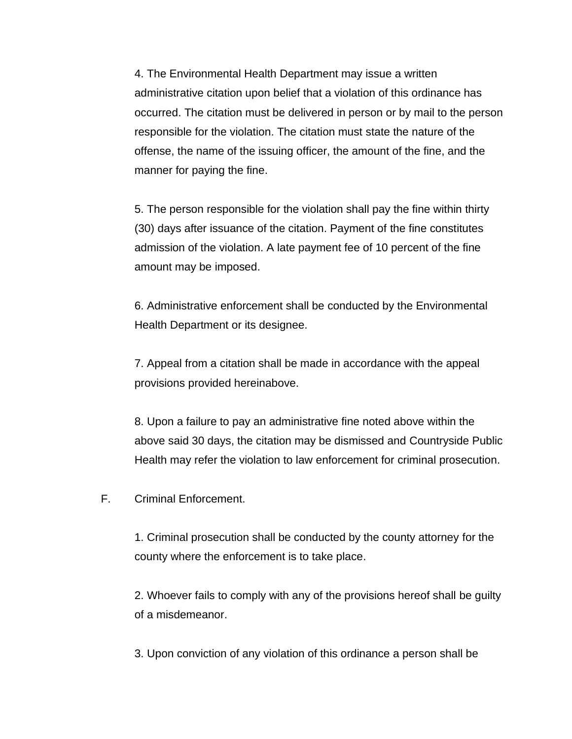4. The Environmental Health Department may issue a written administrative citation upon belief that a violation of this ordinance has occurred. The citation must be delivered in person or by mail to the person responsible for the violation. The citation must state the nature of the offense, the name of the issuing officer, the amount of the fine, and the manner for paying the fine.

5. The person responsible for the violation shall pay the fine within thirty (30) days after issuance of the citation. Payment of the fine constitutes admission of the violation. A late payment fee of 10 percent of the fine amount may be imposed.

6. Administrative enforcement shall be conducted by the Environmental Health Department or its designee.

7. Appeal from a citation shall be made in accordance with the appeal provisions provided hereinabove.

8. Upon a failure to pay an administrative fine noted above within the above said 30 days, the citation may be dismissed and Countryside Public Health may refer the violation to law enforcement for criminal prosecution.

F. Criminal Enforcement.

1. Criminal prosecution shall be conducted by the county attorney for the county where the enforcement is to take place.

2. Whoever fails to comply with any of the provisions hereof shall be guilty of a misdemeanor.

3. Upon conviction of any violation of this ordinance a person shall be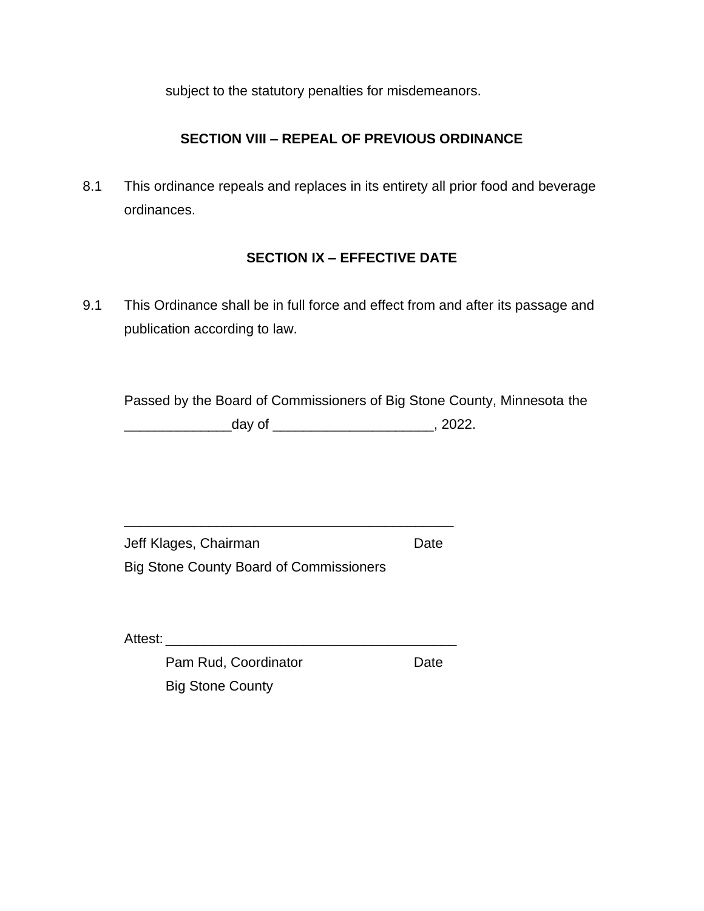subject to the statutory penalties for misdemeanors.

## SECTION VIII – REPEAL OF PREVIOUS ORDINANCE

8.1 This ordinance repeals and replaces in its entirety all prior food and beverage ordinances.

## SECTION IX – EFFECTIVE DATE

9.1 This Ordinance shall be in full force and effect from and after its passage and publication according to law.

Passed by the Board of Commissioners of Big Stone County, Minnesota the ______________day of _____________________, 2022.

____________________________________________

Jeff Klages, Chairman Date
Big Stone County Board of Commissioners

Attest: ______________________________________

Pam Rud, Coordinator Date
Big Stone County